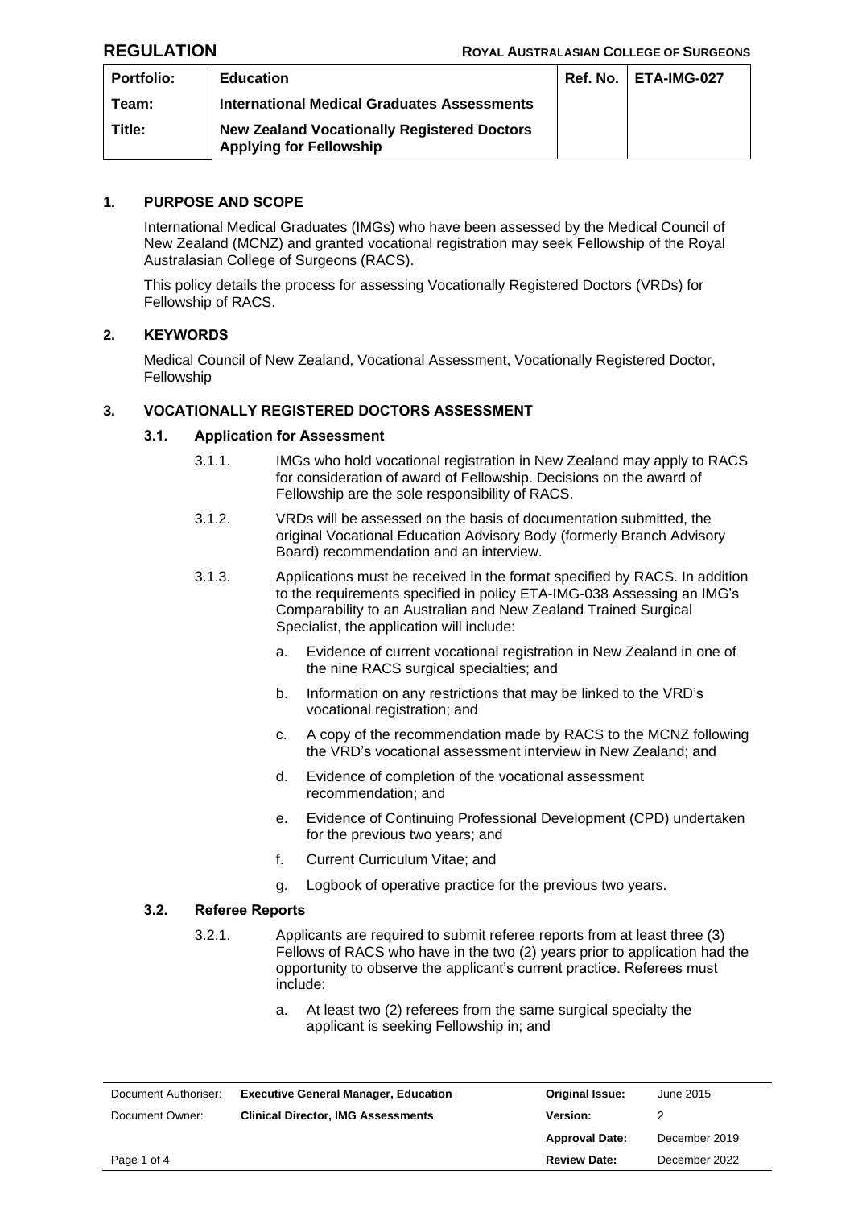**REGULATION** **ROYAL AUSTRALASIAN COLLEGE OF SURGEONS**

| Portfolio: | Education | Ref. No. | ETA-IMG-027 |
|---|---|---|---|
| Team: | International Medical Graduates Assessments | | |
| Title: | New Zealand Vocationally Registered Doctors Applying for Fellowship | | |

## 1. PURPOSE AND SCOPE

International Medical Graduates (IMGs) who have been assessed by the Medical Council of New Zealand (MCNZ) and granted vocational registration may seek Fellowship of the Royal Australasian College of Surgeons (RACS).

This policy details the process for assessing Vocationally Registered Doctors (VRDs) for Fellowship of RACS.

## 2. KEYWORDS

Medical Council of New Zealand, Vocational Assessment, Vocationally Registered Doctor, Fellowship

## 3. VOCATIONALLY REGISTERED DOCTORS ASSESSMENT

### 3.1. Application for Assessment

3.1.1. IMGs who hold vocational registration in New Zealand may apply to RACS for consideration of award of Fellowship. Decisions on the award of Fellowship are the sole responsibility of RACS.

3.1.2. VRDs will be assessed on the basis of documentation submitted, the original Vocational Education Advisory Body (formerly Branch Advisory Board) recommendation and an interview.

3.1.3. Applications must be received in the format specified by RACS. In addition to the requirements specified in policy ETA-IMG-038 Assessing an IMG's Comparability to an Australian and New Zealand Trained Surgical Specialist, the application will include:

a. Evidence of current vocational registration in New Zealand in one of the nine RACS surgical specialties; and

b. Information on any restrictions that may be linked to the VRD's vocational registration; and

c. A copy of the recommendation made by RACS to the MCNZ following the VRD's vocational assessment interview in New Zealand; and

d. Evidence of completion of the vocational assessment recommendation; and

e. Evidence of Continuing Professional Development (CPD) undertaken for the previous two years; and

f. Current Curriculum Vitae; and

g. Logbook of operative practice for the previous two years.

### 3.2. Referee Reports

3.2.1. Applicants are required to submit referee reports from at least three (3) Fellows of RACS who have in the two (2) years prior to application had the opportunity to observe the applicant's current practice. Referees must include:

a. At least two (2) referees from the same surgical specialty the applicant is seeking Fellowship in; and

| Document Authoriser: | Executive General Manager, Education | Original Issue: | June 2015 |
|---|---|---|---|
| Document Owner: | Clinical Director, IMG Assessments | Version: | 2 |
| | | Approval Date: | December 2019 |
| | | Review Date: | December 2022 |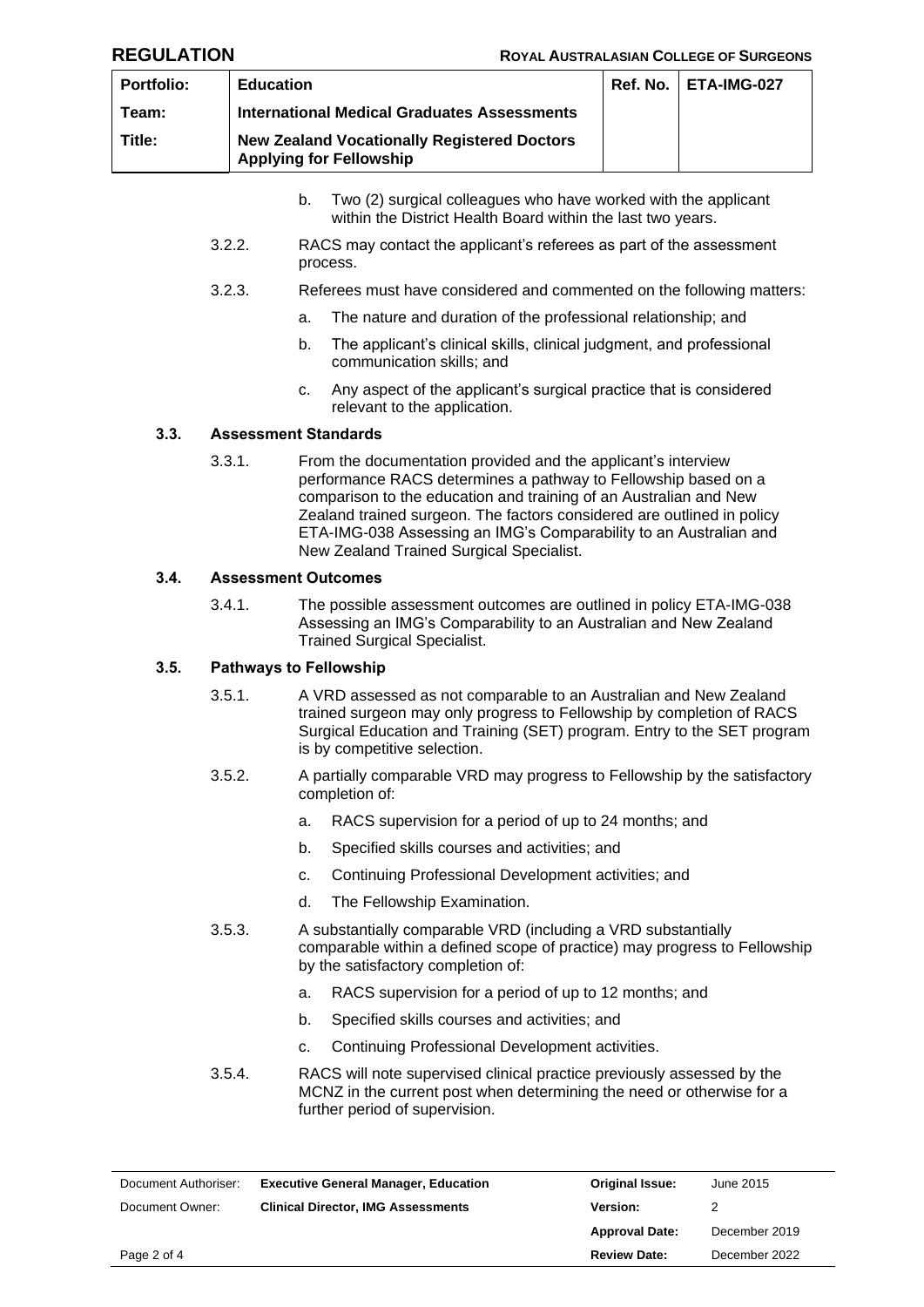b. Two (2) surgical colleagues who have worked with the applicant within the District Health Board within the last two years.

3.2.2. RACS may contact the applicant's referees as part of the assessment process.

3.2.3. Referees must have considered and commented on the following matters:

a. The nature and duration of the professional relationship; and

b. The applicant's clinical skills, clinical judgment, and professional communication skills; and

c. Any aspect of the applicant's surgical practice that is considered relevant to the application.

### 3.3. Assessment Standards

3.3.1. From the documentation provided and the applicant's interview performance RACS determines a pathway to Fellowship based on a comparison to the education and training of an Australian and New Zealand trained surgeon. The factors considered are outlined in policy ETA-IMG-038 Assessing an IMG's Comparability to an Australian and New Zealand Trained Surgical Specialist.

### 3.4. Assessment Outcomes

3.4.1. The possible assessment outcomes are outlined in policy ETA-IMG-038 Assessing an IMG's Comparability to an Australian and New Zealand Trained Surgical Specialist.

### 3.5. Pathways to Fellowship

3.5.1. A VRD assessed as not comparable to an Australian and New Zealand trained surgeon may only progress to Fellowship by completion of RACS Surgical Education and Training (SET) program. Entry to the SET program is by competitive selection.

3.5.2. A partially comparable VRD may progress to Fellowship by the satisfactory completion of:

a. RACS supervision for a period of up to 24 months; and

b. Specified skills courses and activities; and

c. Continuing Professional Development activities; and

d. The Fellowship Examination.

3.5.3. A substantially comparable VRD (including a VRD substantially comparable within a defined scope of practice) may progress to Fellowship by the satisfactory completion of:

a. RACS supervision for a period of up to 12 months; and

b. Specified skills courses and activities; and

c. Continuing Professional Development activities.

3.5.4. RACS will note supervised clinical practice previously assessed by the MCNZ in the current post when determining the need or otherwise for a further period of supervision.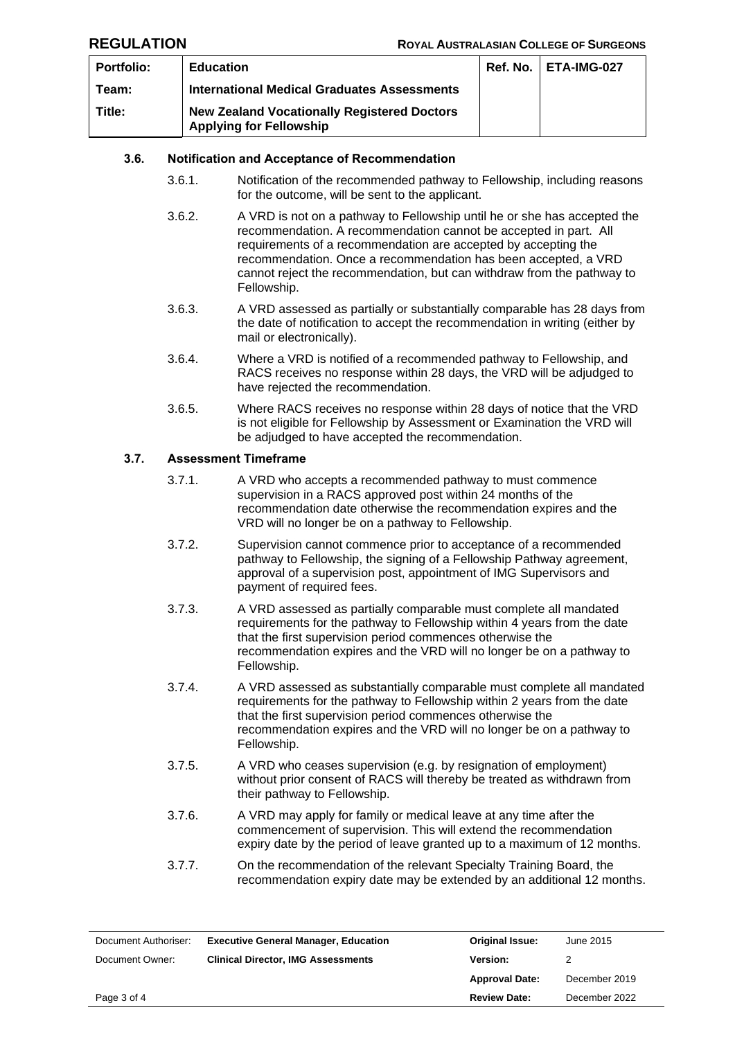### 3.6. Notification and Acceptance of Recommendation

3.6.1. Notification of the recommended pathway to Fellowship, including reasons for the outcome, will be sent to the applicant.

3.6.2. A VRD is not on a pathway to Fellowship until he or she has accepted the recommendation. A recommendation cannot be accepted in part. All requirements of a recommendation are accepted by accepting the recommendation. Once a recommendation has been accepted, a VRD cannot reject the recommendation, but can withdraw from the pathway to Fellowship.

3.6.3. A VRD assessed as partially or substantially comparable has 28 days from the date of notification to accept the recommendation in writing (either by mail or electronically).

3.6.4. Where a VRD is notified of a recommended pathway to Fellowship, and RACS receives no response within 28 days, the VRD will be adjudged to have rejected the recommendation.

3.6.5. Where RACS receives no response within 28 days of notice that the VRD is not eligible for Fellowship by Assessment or Examination the VRD will be adjudged to have accepted the recommendation.

### 3.7. Assessment Timeframe

3.7.1. A VRD who accepts a recommended pathway to must commence supervision in a RACS approved post within 24 months of the recommendation date otherwise the recommendation expires and the VRD will no longer be on a pathway to Fellowship.

3.7.2. Supervision cannot commence prior to acceptance of a recommended pathway to Fellowship, the signing of a Fellowship Pathway agreement, approval of a supervision post, appointment of IMG Supervisors and payment of required fees.

3.7.3. A VRD assessed as partially comparable must complete all mandated requirements for the pathway to Fellowship within 4 years from the date that the first supervision period commences otherwise the recommendation expires and the VRD will no longer be on a pathway to Fellowship.

3.7.4. A VRD assessed as substantially comparable must complete all mandated requirements for the pathway to Fellowship within 2 years from the date that the first supervision period commences otherwise the recommendation expires and the VRD will no longer be on a pathway to Fellowship.

3.7.5. A VRD who ceases supervision (e.g. by resignation of employment) without prior consent of RACS will thereby be treated as withdrawn from their pathway to Fellowship.

3.7.6. A VRD may apply for family or medical leave at any time after the commencement of supervision. This will extend the recommendation expiry date by the period of leave granted up to a maximum of 12 months.

3.7.7. On the recommendation of the relevant Specialty Training Board, the recommendation expiry date may be extended by an additional 12 months.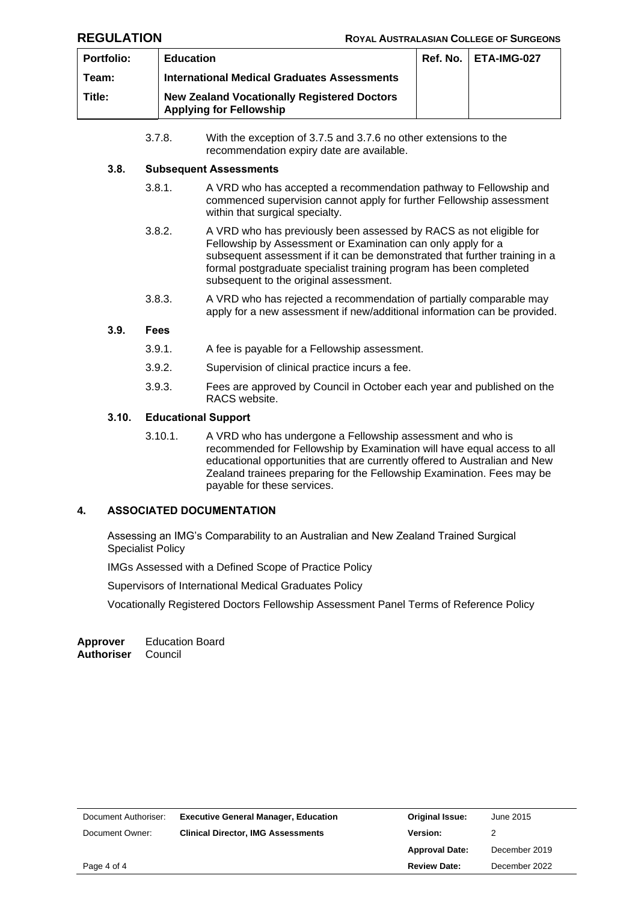3.7.8. With the exception of 3.7.5 and 3.7.6 no other extensions to the recommendation expiry date are available.

### 3.8. Subsequent Assessments

3.8.1. A VRD who has accepted a recommendation pathway to Fellowship and commenced supervision cannot apply for further Fellowship assessment within that surgical specialty.

3.8.2. A VRD who has previously been assessed by RACS as not eligible for Fellowship by Assessment or Examination can only apply for a subsequent assessment if it can be demonstrated that further training in a formal postgraduate specialist training program has been completed subsequent to the original assessment.

3.8.3. A VRD who has rejected a recommendation of partially comparable may apply for a new assessment if new/additional information can be provided.

### 3.9. Fees

3.9.1. A fee is payable for a Fellowship assessment.

3.9.2. Supervision of clinical practice incurs a fee.

3.9.3. Fees are approved by Council in October each year and published on the RACS website.

### 3.10. Educational Support

3.10.1. A VRD who has undergone a Fellowship assessment and who is recommended for Fellowship by Examination will have equal access to all educational opportunities that are currently offered to Australian and New Zealand trainees preparing for the Fellowship Examination. Fees may be payable for these services.

## 4. ASSOCIATED DOCUMENTATION

Assessing an IMG's Comparability to an Australian and New Zealand Trained Surgical Specialist Policy

IMGs Assessed with a Defined Scope of Practice Policy

Supervisors of International Medical Graduates Policy

Vocationally Registered Doctors Fellowship Assessment Panel Terms of Reference Policy

**Approver** Education Board
**Authoriser** Council

| | | | |
|---|---|---|---|
| Document Authoriser: | **Executive General Manager, Education** | **Original Issue:** | June 2015 |
| Document Owner: | **Clinical Director, IMG Assessments** | **Version:** | 2 |
| | | **Approval Date:** | December 2019 |
| | | **Review Date:** | December 2022 |